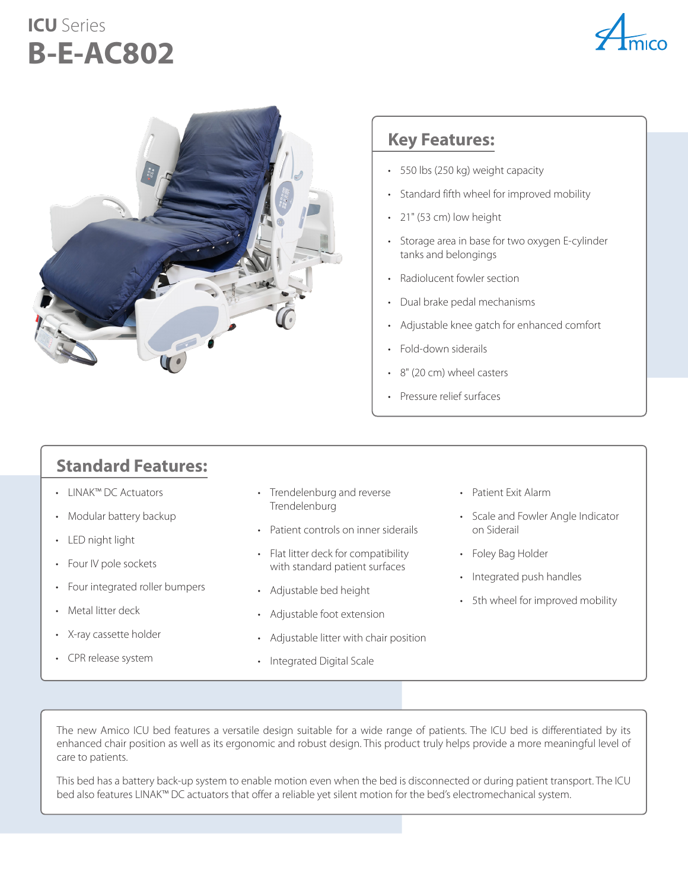# ICU Series

# B-E-AC802

## Key Features:

- 550 lbs (250 kg) weight capacity
- Standard fifth wheel for improved mobility
- 21" (53 cm) low height
- Storage area in base for two oxygen E-cylinder tanks and belongings
- Radiolucent fowler section
- Dual brake pedal mechanisms
- Adjustable knee gatch for enhanced comfort
- Fold-down siderails
- 8" (20 cm) wheel casters
- Pressure relief surfaces

## Standard Features:

- LINAK™ DC Actuators
- Modular battery backup
- LED night light
- Four IV pole sockets
- Four integrated roller bumpers
- Metal litter deck
- X-ray cassette holder
- CPR release system
- Trendelenburg and reverse Trendelenburg
- Patient controls on inner siderails
- Flat litter deck for compatibility with standard patient surfaces
- Adjustable bed height
- Adjustable foot extension
- Adjustable litter with chair position
- Integrated Digital Scale
- Patient Exit Alarm
- Scale and Fowler Angle Indicator on Siderail
- Foley Bag Holder
- Integrated push handles
- 5th wheel for improved mobility

The new Amico ICU bed features a versatile design suitable for a wide range of patients. The ICU bed is differentiated by its enhanced chair position as well as its ergonomic and robust design. This product truly helps provide a more meaningful level of care to patients.

This bed has a battery back-up system to enable motion even when the bed is disconnected or during patient transport. The ICU bed also features LINAK™ DC actuators that offer a reliable yet silent motion for the bed's electromechanical system.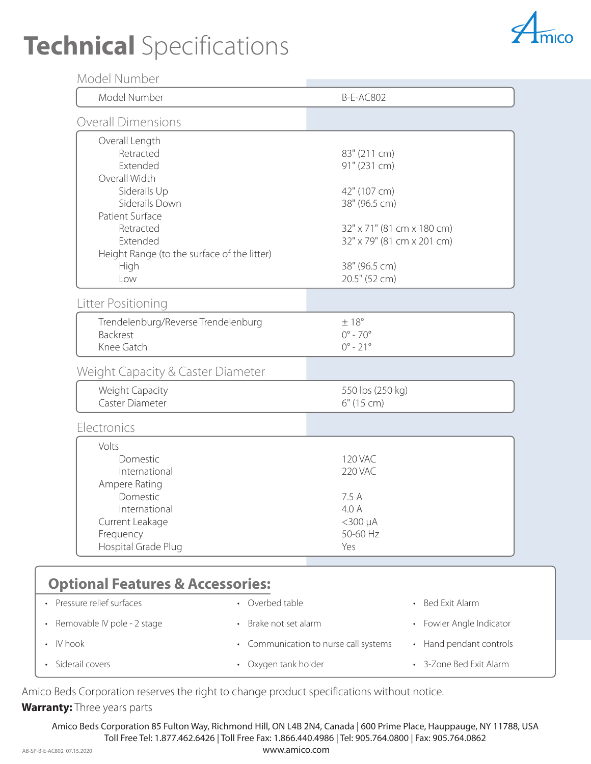# **Technical** Specifications

## Model Number

| | |
|---|---|
| Model Number | B-E-AC802 |

## Overall Dimensions

| | |
|---|---|
| Overall Length | |
| Retracted | 83" (211 cm) |
| Extended | 91" (231 cm) |
| Overall Width | |
| Siderails Up | 42" (107 cm) |
| Siderails Down | 38" (96.5 cm) |
| Patient Surface | |
| Retracted | 32" x 71" (81 cm x 180 cm) |
| Extended | 32" x 79" (81 cm x 201 cm) |
| Height Range (to the surface of the litter) | |
| High | 38" (96.5 cm) |
| Low | 20.5" (52 cm) |

## Litter Positioning

| | |
|---|---|
| Trendelenburg/Reverse Trendelenburg | ± 18° |
| Backrest | 0° - 70° |
| Knee Gatch | 0° - 21° |

## Weight Capacity & Caster Diameter

| | |
|---|---|
| Weight Capacity | 550 lbs (250 kg) |
| Caster Diameter | 6" (15 cm) |

## Electronics

| | |
|---|---|
| Volts | |
| Domestic | 120 VAC |
| International | 220 VAC |
| Ampere Rating | |
| Domestic | 7.5 A |
| International | 4.0 A |
| Current Leakage | <300 µA |
| Frequency | 50-60 Hz |
| Hospital Grade Plug | Yes |

## Optional Features & Accessories:

- Pressure relief surfaces
- Removable IV pole - 2 stage
- IV hook
- Siderail covers
- Overbed table
- Brake not set alarm
- Communication to nurse call systems
- Oxygen tank holder
- Bed Exit Alarm
- Fowler Angle Indicator
- Hand pendant controls
- 3-Zone Bed Exit Alarm

Amico Beds Corporation reserves the right to change product specifications without notice.

**Warranty:** Three years parts

Amico Beds Corporation 85 Fulton Way, Richmond Hill, ON L4B 2N4, Canada | 600 Prime Place, Hauppauge, NY 11788, USA
Toll Free Tel: 1.877.462.6426 | Toll Free Fax: 1.866.440.4986 | Tel: 905.764.0800 | Fax: 905.764.0862
www.amico.com

AB-SP-B-E-AC802 07.15.2020